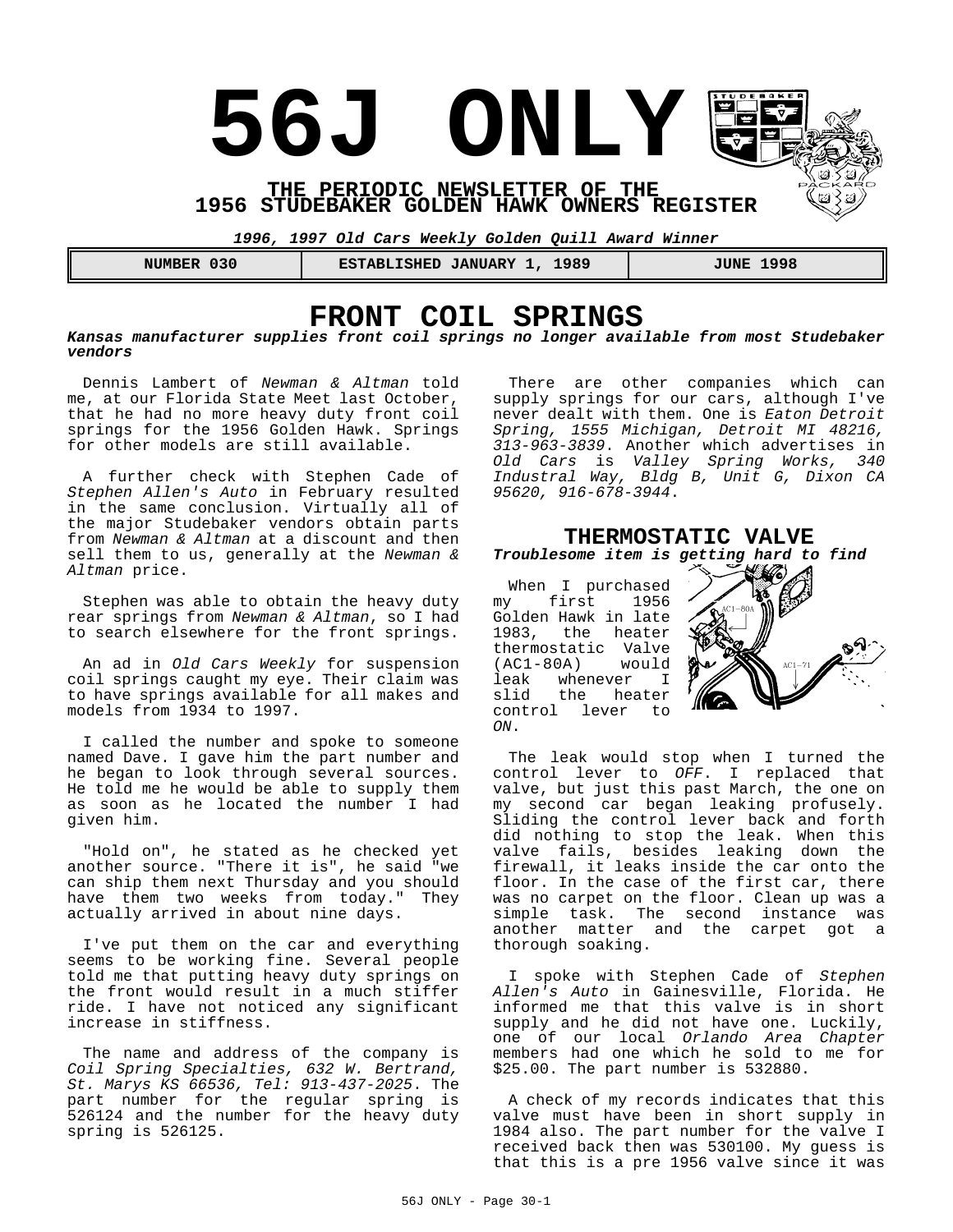# 56J ONLY

**THE PERIODIC NEWSLETTER OF THE 1956 STUDEBAKER GOLDEN HAWK OWNERS REGISTER**

***1996, 1997 Old Cars Weekly Golden Quill Award Winner***

| NUMBER 030 | ESTABLISHED JANUARY 1, 1989 | JUNE 1998 |
|---|---|---|

## FRONT COIL SPRINGS

***Kansas manufacturer supplies front coil springs no longer available from most Studebaker vendors***

Dennis Lambert of *Newman & Altman* told me, at our Florida State Meet last October, that he had no more heavy duty front coil springs for the 1956 Golden Hawk. Springs for other models are still available.

A further check with Stephen Cade of *Stephen Allen's Auto* in February resulted in the same conclusion. Virtually all of the major Studebaker vendors obtain parts from *Newman & Altman* at a discount and then sell them to us, generally at the *Newman & Altman* price.

Stephen was able to obtain the heavy duty rear springs from *Newman & Altman*, so I had to search elsewhere for the front springs.

An ad in *Old Cars Weekly* for suspension coil springs caught my eye. Their claim was to have springs available for all makes and models from 1934 to 1997.

I called the number and spoke to someone named Dave. I gave him the part number and he began to look through several sources. He told me he would be able to supply them as soon as he located the number I had given him.

"Hold on", he stated as he checked yet another source. "There it is", he said "we can ship them next Thursday and you should have them two weeks from today." They actually arrived in about nine days.

I've put them on the car and everything seems to be working fine. Several people told me that putting heavy duty springs on the front would result in a much stiffer ride. I have not noticed any significant increase in stiffness.

The name and address of the company is *Coil Spring Specialties, 632 W. Bertrand, St. Marys KS 66536, Tel: 913-437-2025*. The part number for the regular spring is 526124 and the number for the heavy duty spring is 526125.

There are other companies which can supply springs for our cars, although I've never dealt with them. One is *Eaton Detroit Spring, 1555 Michigan, Detroit MI 48216, 313-963-3839*. Another which advertises in *Old Cars* is *Valley Spring Works, 340 Industral Way, Bldg B, Unit G, Dixon CA 95620, 916-678-3944*.

## THERMOSTATIC VALVE

***Troublesome item is getting hard to find***

When I purchased my first 1956 Golden Hawk in late 1983, the heater thermostatic Valve (AC1-80A) would leak whenever I slid the heater control lever to *ON*.

The leak would stop when I turned the control lever to *OFF*. I replaced that valve, but just this past March, the one on my second car began leaking profusely. Sliding the control lever back and forth did nothing to stop the leak. When this valve fails, besides leaking down the firewall, it leaks inside the car onto the floor. In the case of the first car, there was no carpet on the floor. Clean up was a simple task. The second instance was another matter and the carpet got a thorough soaking.

I spoke with Stephen Cade of *Stephen Allen's Auto* in Gainesville, Florida. He informed me that this valve is in short supply and he did not have one. Luckily, one of our local *Orlando Area Chapter* members had one which he sold to me for $25.00. The part number is 532880.

A check of my records indicates that this valve must have been in short supply in 1984 also. The part number for the valve I received back then was 530100. My guess is that this is a pre 1956 valve since it was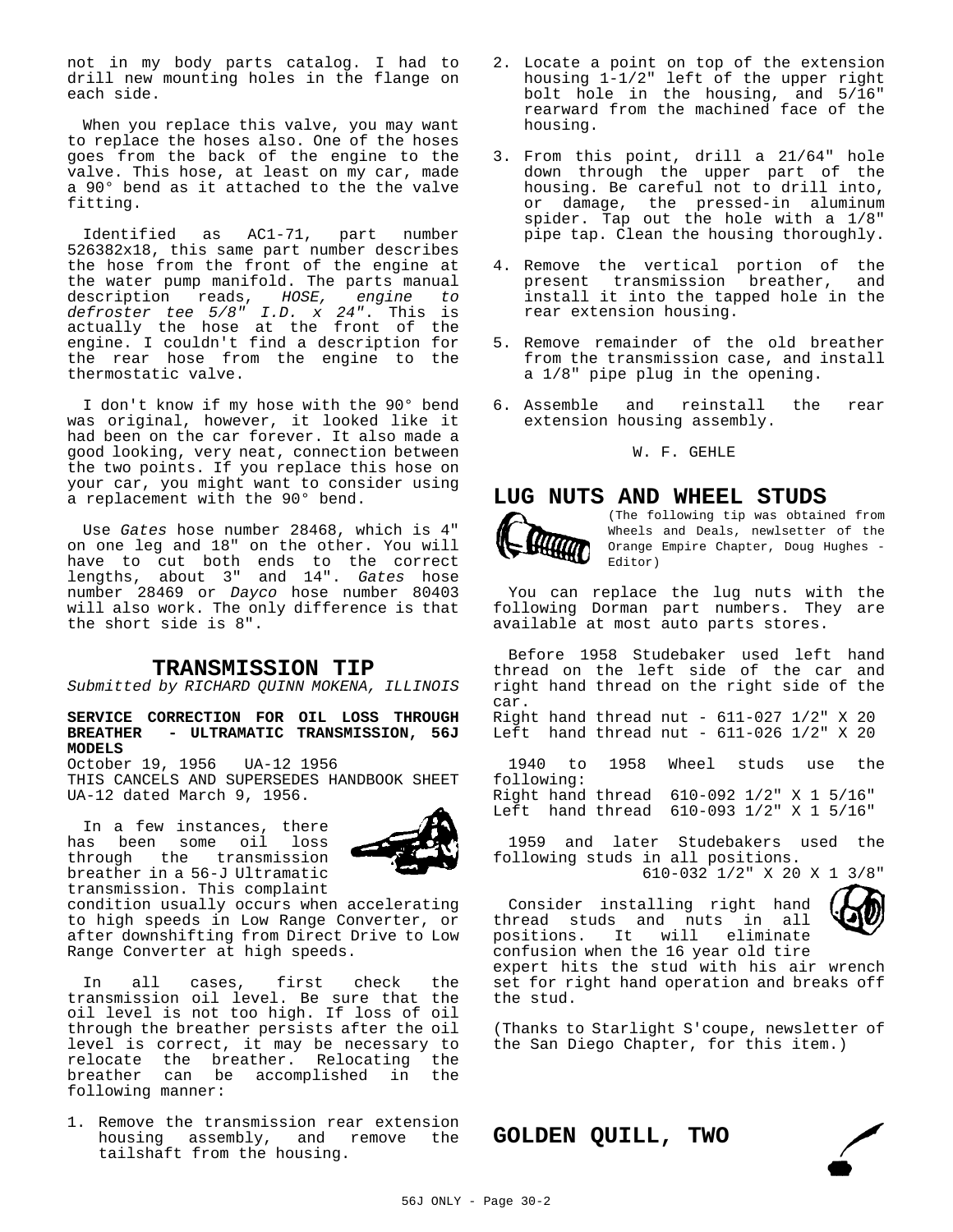not in my body parts catalog. I had to drill new mounting holes in the flange on each side.

When you replace this valve, you may want to replace the hoses also. One of the hoses goes from the back of the engine to the valve. This hose, at least on my car, made a 90° bend as it attached to the the valve fitting.

Identified as AC1-71, part number 526382x18, this same part number describes the hose from the front of the engine at the water pump manifold. The parts manual description reads, *HOSE, engine to defroster tee 5/8" I.D. x 24"*. This is actually the hose at the front of the engine. I couldn't find a description for the rear hose from the engine to the thermostatic valve.

I don't know if my hose with the 90° bend was original, however, it looked like it had been on the car forever. It also made a good looking, very neat, connection between the two points. If you replace this hose on your car, you might want to consider using a replacement with the 90° bend.

Use *Gates* hose number 28468, which is 4" on one leg and 18" on the other. You will have to cut both ends to the correct lengths, about 3" and 14". *Gates* hose number 28469 or *Dayco* hose number 80403 will also work. The only difference is that the short side is 8".

## TRANSMISSION TIP

*Submitted by RICHARD QUINN MOKENA, ILLINOIS*

**SERVICE CORRECTION FOR OIL LOSS THROUGH BREATHER - ULTRAMATIC TRANSMISSION, 56J MODELS**

October 19, 1956 UA-12 1956
THIS CANCELS AND SUPERSEDES HANDBOOK SHEET UA-12 dated March 9, 1956.

In a few instances, there has been some oil loss through the transmission breather in a 56-J Ultramatic transmission. This complaint condition usually occurs when accelerating to high speeds in Low Range Converter, or after downshifting from Direct Drive to Low Range Converter at high speeds.

In all cases, first check the transmission oil level. Be sure that the oil level is not too high. If loss of oil through the breather persists after the oil level is correct, it may be necessary to relocate the breather. Relocating the breather can be accomplished in the following manner:

1. Remove the transmission rear extension housing assembly, and remove the tailshaft from the housing.
2. Locate a point on top of the extension housing 1-1/2" left of the upper right bolt hole in the housing, and 5/16" rearward from the machined face of the housing.
3. From this point, drill a 21/64" hole down through the upper part of the housing. Be careful not to drill into, or damage, the pressed-in aluminum spider. Tap out the hole with a 1/8" pipe tap. Clean the housing thoroughly.
4. Remove the vertical portion of the present transmission breather, and install it into the tapped hole in the rear extension housing.
5. Remove remainder of the old breather from the transmission case, and install a 1/8" pipe plug in the opening.
6. Assemble and reinstall the rear extension housing assembly.

W. F. GEHLE

## LUG NUTS AND WHEEL STUDS

(The following tip was obtained from Wheels and Deals, newlsetter of the Orange Empire Chapter, Doug Hughes - Editor)

You can replace the lug nuts with the following Dorman part numbers. They are available at most auto parts stores.

Before 1958 Studebaker used left hand thread on the left side of the car and right hand thread on the right side of the car.
Right hand thread nut - 611-027 1/2" X 20
Left hand thread nut - 611-026 1/2" X 20

1940 to 1958 Wheel studs use the following:
Right hand thread 610-092 1/2" X 1 5/16"
Left hand thread 610-093 1/2" X 1 5/16"

1959 and later Studebakers used the following studs in all positions.
610-032 1/2" X 20 X 1 3/8"

Consider installing right hand thread studs and nuts in all positions. It will eliminate confusion when the 16 year old tire expert hits the stud with his air wrench set for right hand operation and breaks off the stud.

(Thanks to Starlight S'coupe, newsletter of the San Diego Chapter, for this item.)

## GOLDEN QUILL, TWO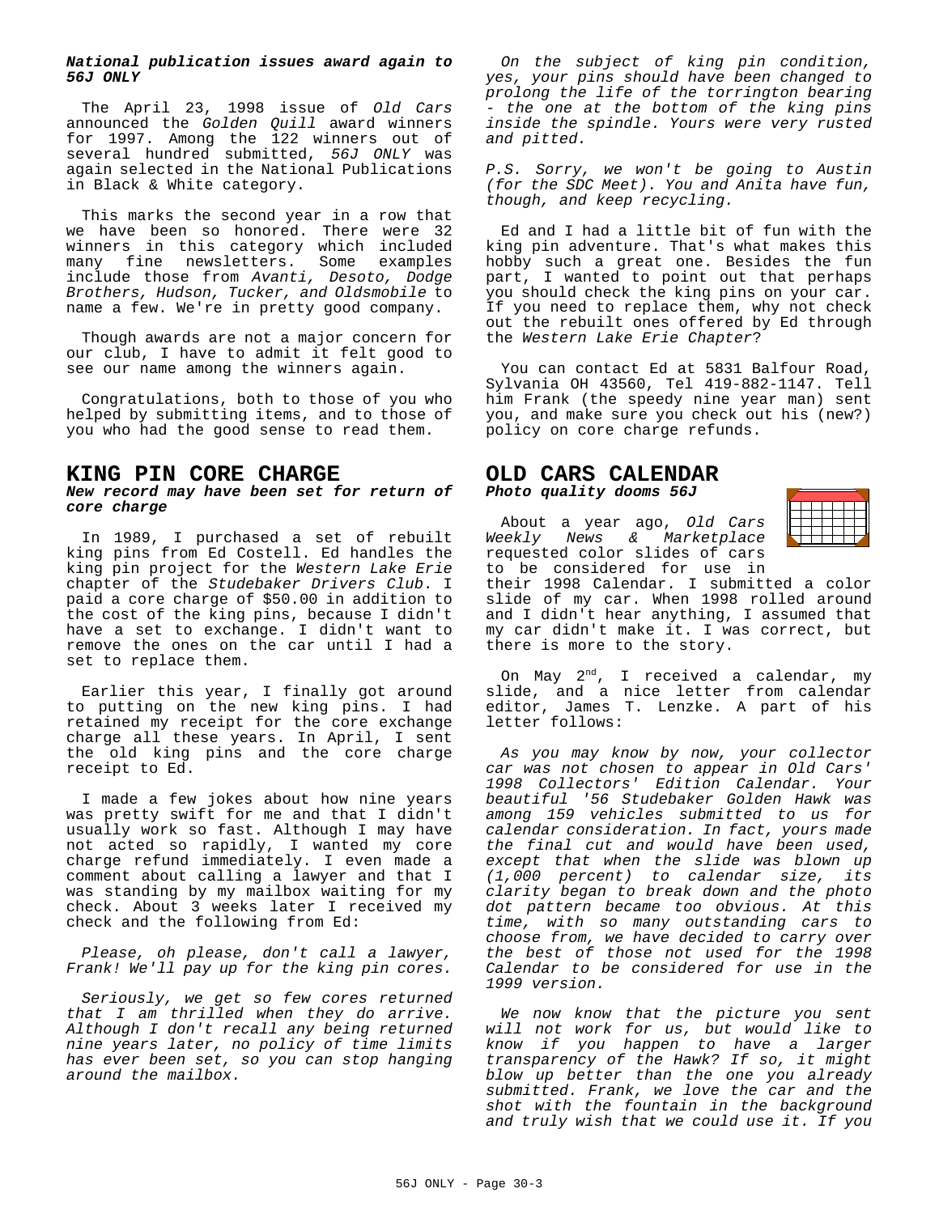***National publication issues award again to 56J ONLY***

The April 23, 1998 issue of *Old Cars* announced the *Golden Quill* award winners for 1997. Among the 122 winners out of several hundred submitted, *56J ONLY* was again selected in the National Publications in Black & White category.

This marks the second year in a row that we have been so honored. There were 32 winners in this category which included many fine newsletters. Some examples include those from *Avanti, Desoto, Dodge Brothers, Hudson, Tucker, and Oldsmobile* to name a few. We're in pretty good company.

Though awards are not a major concern for our club, I have to admit it felt good to see our name among the winners again.

Congratulations, both to those of you who helped by submitting items, and to those of you who had the good sense to read them.

## KING PIN CORE CHARGE

***New record may have been set for return of core charge***

In 1989, I purchased a set of rebuilt king pins from Ed Costell. Ed handles the king pin project for the *Western Lake Erie* chapter of the *Studebaker Drivers Club*. I paid a core charge of $50.00 in addition to the cost of the king pins, because I didn't have a set to exchange. I didn't want to remove the ones on the car until I had a set to replace them.

Earlier this year, I finally got around to putting on the new king pins. I had retained my receipt for the core exchange charge all these years. In April, I sent the old king pins and the core charge receipt to Ed.

I made a few jokes about how nine years was pretty swift for me and that I didn't usually work so fast. Although I may have not acted so rapidly, I wanted my core charge refund immediately. I even made a comment about calling a lawyer and that I was standing by my mailbox waiting for my check. About 3 weeks later I received my check and the following from Ed:

*Please, oh please, don't call a lawyer, Frank! We'll pay up for the king pin cores.*

*Seriously, we get so few cores returned that I am thrilled when they do arrive. Although I don't recall any being returned nine years later, no policy of time limits has ever been set, so you can stop hanging around the mailbox.*

*On the subject of king pin condition, yes, your pins should have been changed to prolong the life of the torrington bearing - the one at the bottom of the king pins inside the spindle. Yours were very rusted and pitted.*

*P.S. Sorry, we won't be going to Austin (for the SDC Meet). You and Anita have fun, though, and keep recycling.*

Ed and I had a little bit of fun with the king pin adventure. That's what makes this hobby such a great one. Besides the fun part, I wanted to point out that perhaps you should check the king pins on your car. If you need to replace them, why not check out the rebuilt ones offered by Ed through the *Western Lake Erie Chapter*?

You can contact Ed at 5831 Balfour Road, Sylvania OH 43560, Tel 419-882-1147. Tell him Frank (the speedy nine year man) sent you, and make sure you check out his (new?) policy on core charge refunds.

## OLD CARS CALENDAR

***Photo quality dooms 56J***

About a year ago, *Old Cars Weekly News & Marketplace* requested color slides of cars to be considered for use in their 1998 Calendar. I submitted a color slide of my car. When 1998 rolled around and I didn't hear anything, I assumed that my car didn't make it. I was correct, but there is more to the story.

On May 2nd, I received a calendar, my slide, and a nice letter from calendar editor, James T. Lenzke. A part of his letter follows:

*As you may know by now, your collector car was not chosen to appear in Old Cars' 1998 Collectors' Edition Calendar. Your beautiful '56 Studebaker Golden Hawk was among 159 vehicles submitted to us for calendar consideration. In fact, yours made the final cut and would have been used, except that when the slide was blown up (1,000 percent) to calendar size, its clarity began to break down and the photo dot pattern became too obvious. At this time, with so many outstanding cars to choose from, we have decided to carry over the best of those not used for the 1998 Calendar to be considered for use in the 1999 version.*

*We now know that the picture you sent will not work for us, but would like to know if you happen to have a larger transparency of the Hawk? If so, it might blow up better than the one you already submitted. Frank, we love the car and the shot with the fountain in the background and truly wish that we could use it. If you*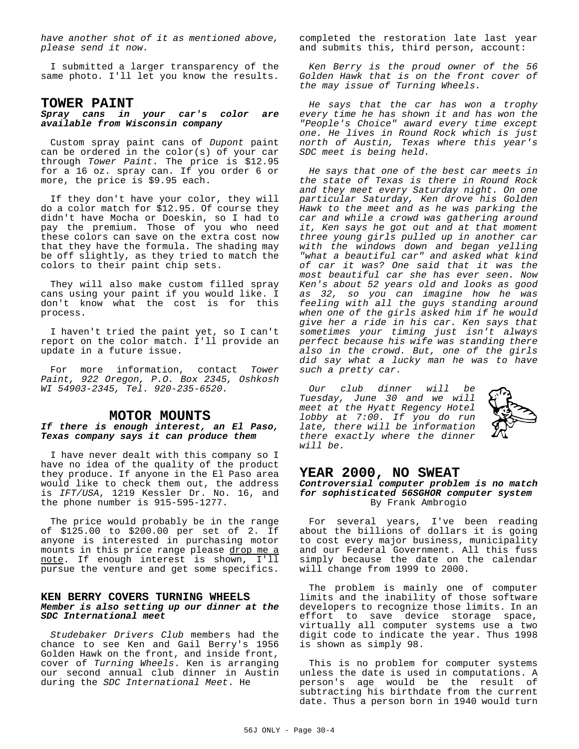*have another shot of it as mentioned above, please send it now.*

I submitted a larger transparency of the same photo. I'll let you know the results.

## TOWER PAINT

***Spray cans in your car's color are available from Wisconsin company***

Custom spray paint cans of *Dupont* paint can be ordered in the color(s) of your car through *Tower Paint*. The price is $12.95 for a 16 oz. spray can. If you order 6 or more, the price is $9.95 each.

If they don't have your color, they will do a color match for $12.95. Of course they didn't have Mocha or Doeskin, so I had to pay the premium. Those of you who need these colors can save on the extra cost now that they have the formula. The shading may be off slightly, as they tried to match the colors to their paint chip sets.

They will also make custom filled spray cans using your paint if you would like. I don't know what the cost is for this process.

I haven't tried the paint yet, so I can't report on the color match. I'll provide an update in a future issue.

For more information, contact *Tower Paint, 922 Oregon, P.O. Box 2345, Oshkosh WI 54903-2345, Tel. 920-235-6520.*

## MOTOR MOUNTS

***If there is enough interest, an El Paso, Texas company says it can produce them***

I have never dealt with this company so I have no idea of the quality of the product they produce. If anyone in the El Paso area would like to check them out, the address is *IFT/USA*, 1219 Kessler Dr. No. 16, and the phone number is 915-595-1277.

The price would probably be in the range of $125.00 to $200.00 per set of 2. If anyone is interested in purchasing motor mounts in this price range please drop me a note. If enough interest is shown, I'll pursue the venture and get some specifics.

### KEN BERRY COVERS TURNING WHEELS

***Member is also setting up our dinner at the SDC International meet***

*Studebaker Drivers Club* members had the chance to see Ken and Gail Berry's 1956 Golden Hawk on the front, and inside front, cover of *Turning Wheels*. Ken is arranging our second annual club dinner in Austin during the *SDC International Meet*. He completed the restoration late last year and submits this, third person, account:

*Ken Berry is the proud owner of the 56 Golden Hawk that is on the front cover of the may issue of Turning Wheels.*

*He says that the car has won a trophy every time he has shown it and has won the "People's Choice" award every time except one. He lives in Round Rock which is just north of Austin, Texas where this year's SDC meet is being held.*

*He says that one of the best car meets in the state of Texas is there in Round Rock and they meet every Saturday night. On one particular Saturday, Ken drove his Golden Hawk to the meet and as he was parking the car and while a crowd was gathering around it, Ken says he got out and at that moment three young girls pulled up in another car with the windows down and began yelling "what a beautiful car" and asked what kind of car it was? One said that it was the most beautiful car she has ever seen. Now Ken's about 52 years old and looks as good as 32, so you can imagine how he was feeling with all the guys standing around when one of the girls asked him if he would give her a ride in his car. Ken says that sometimes your timing just isn't always perfect because his wife was standing there also in the crowd. But, one of the girls did say what a lucky man he was to have such a pretty car.*

*Our club dinner will be Tuesday, June 30 and we will meet at the Hyatt Regency Hotel lobby at 7:00. If you do run late, there will be information there exactly where the dinner will be.*

## YEAR 2000, NO SWEAT

***Controversial computer problem is no match for sophisticated 56SGHOR computer system***

By Frank Ambrogio

For several years, I've been reading about the billions of dollars it is going to cost every major business, municipality and our Federal Government. All this fuss simply because the date on the calendar will change from 1999 to 2000.

The problem is mainly one of computer limits and the inability of those software developers to recognize those limits. In an effort to save device storage space, virtually all computer systems use a two digit code to indicate the year. Thus 1998 is shown as simply 98.

This is no problem for computer systems unless the date is used in computations. A person's age would be the result of subtracting his birthdate from the current date. Thus a person born in 1940 would turn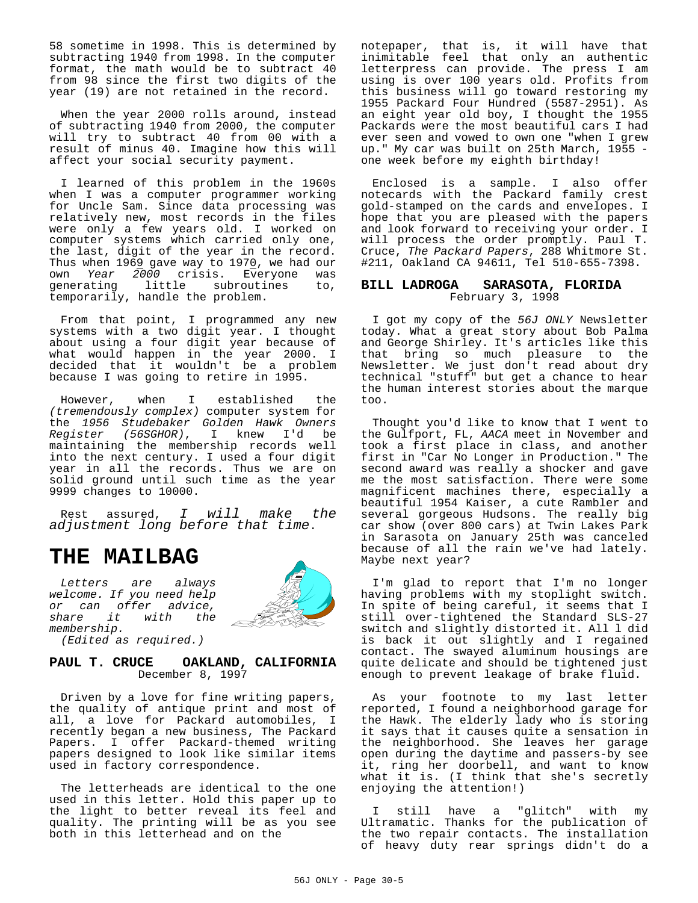58 sometime in 1998. This is determined by subtracting 1940 from 1998. In the computer format, the math would be to subtract 40 from 98 since the first two digits of the year (19) are not retained in the record.

When the year 2000 rolls around, instead of subtracting 1940 from 2000, the computer will try to subtract 40 from 00 with a result of minus 40. Imagine how this will affect your social security payment.

I learned of this problem in the 1960s when I was a computer programmer working for Uncle Sam. Since data processing was relatively new, most records in the files were only a few years old. I worked on computer systems which carried only one, the last, digit of the year in the record. Thus when 196<u>9</u> gave way to 197<u>0</u>, we had our own *Year 2000* crisis. Everyone was generating little subroutines to, temporarily, handle the problem.

From that point, I programmed any new systems with a two digit year. I thought about using a four digit year because of what would happen in the year 2000. I decided that it wouldn't be a problem because I was going to retire in 1995.

However, when I established the *(tremendously complex)* computer system for the *1956 Studebaker Golden Hawk Owners Register (56SGHOR)*, I knew I'd be maintaining the membership records well into the next century. I used a four digit year in all the records. Thus we are on solid ground until such time as the year 9999 changes to 10000.

Rest assured, *I will make the adjustment long before that time.*

# THE MAILBAG

*Letters are always welcome. If you need help or can offer advice, share it with the membership.*
*(Edited as required.)*

**PAUL T. CRUCE OAKLAND, CALIFORNIA**
December 8, 1997

Driven by a love for fine writing papers, the quality of antique print and most of all, a love for Packard automobiles, I recently began a new business, The Packard Papers. I offer Packard-themed writing papers designed to look like similar items used in factory correspondence.

The letterheads are identical to the one used in this letter. Hold this paper up to the light to better reveal its feel and quality. The printing will be as you see both in this letterhead and on the notepaper, that is, it will have that inimitable feel that only an authentic letterpress can provide. The press I am using is over 100 years old. Profits from this business will go toward restoring my 1955 Packard Four Hundred (5587-2951). As an eight year old boy, I thought the 1955 Packards were the most beautiful cars I had ever seen and vowed to own one "when I grew up." My car was built on 25th March, 1955 - one week before my eighth birthday!

Enclosed is a sample. I also offer notecards with the Packard family crest gold-stamped on the cards and envelopes. I hope that you are pleased with the papers and look forward to receiving your order. I will process the order promptly. Paul T. Cruce, *The Packard Papers*, 288 Whitmore St. #211, Oakland CA 94611, Tel 510-655-7398.

**BILL LADROGA SARASOTA, FLORIDA**
February 3, 1998

I got my copy of the *56J ONLY* Newsletter today. What a great story about Bob Palma and George Shirley. It's articles like this that bring so much pleasure to the Newsletter. We just don't read about dry technical "stuff" but get a chance to hear the human interest stories about the marque too.

Thought you'd like to know that I went to the Gulfport, FL, *AACA* meet in November and took a first place in class, and another first in "Car No Longer in Production." The second award was really a shocker and gave me the most satisfaction. There were some magnificent machines there, especially a beautiful 1954 Kaiser, a cute Rambler and several gorgeous Hudsons. The really big car show (over 800 cars) at Twin Lakes Park in Sarasota on January 25th was canceled because of all the rain we've had lately. Maybe next year?

I'm glad to report that I'm no longer having problems with my stoplight switch. In spite of being careful, it seems that I still over-tightened the Standard SLS-27 switch and slightly distorted it. All l did is back it out slightly and I regained contact. The swayed aluminum housings are quite delicate and should be tightened just enough to prevent leakage of brake fluid.

As your footnote to my last letter reported, I found a neighborhood garage for the Hawk. The elderly lady who is storing it says that it causes quite a sensation in the neighborhood. She leaves her garage open during the daytime and passers-by see it, ring her doorbell, and want to know what it is. (I think that she's secretly enjoying the attention!)

I still have a "glitch" with my Ultramatic. Thanks for the publication of the two repair contacts. The installation of heavy duty rear springs didn't do a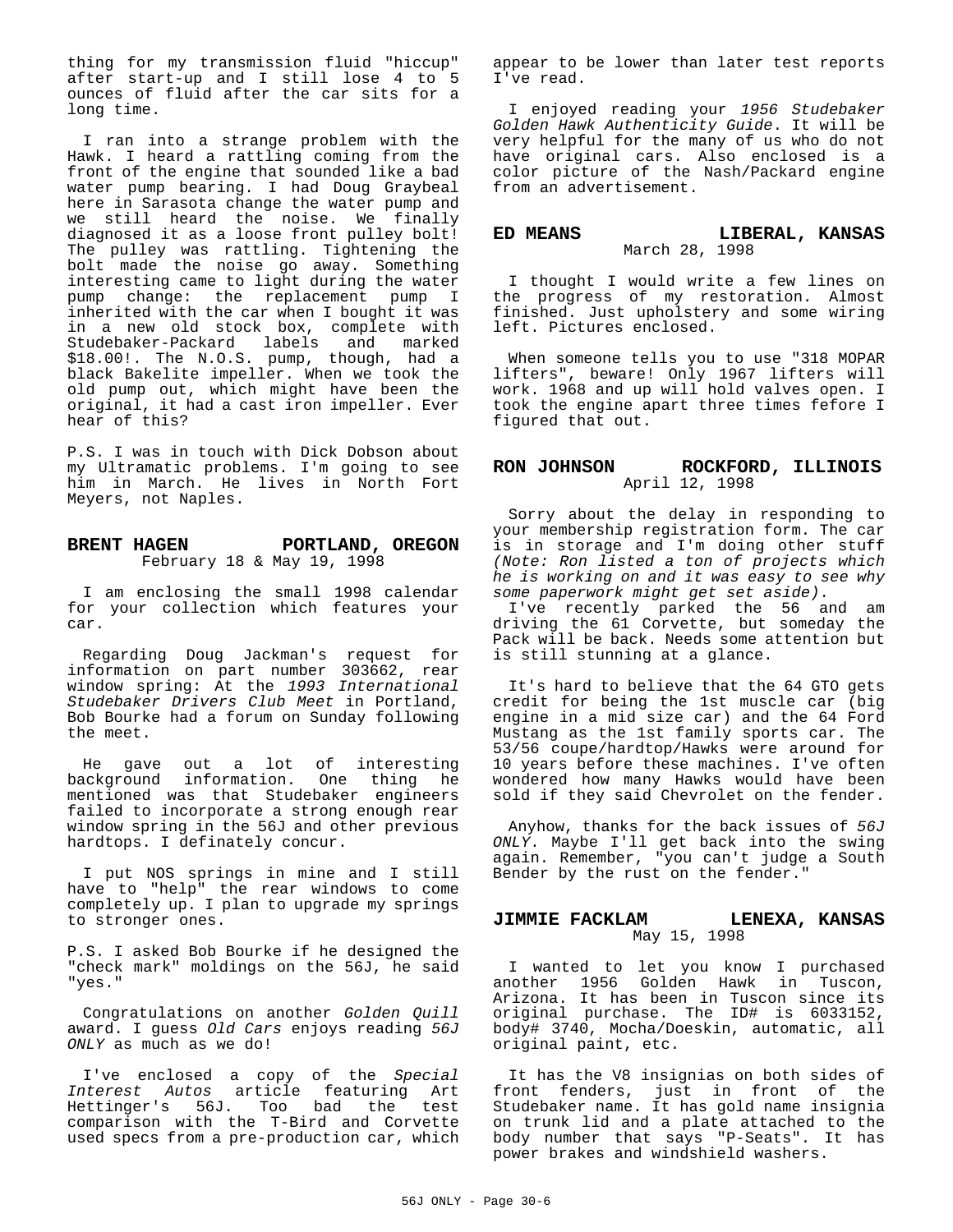thing for my transmission fluid "hiccup" after start-up and I still lose 4 to 5 ounces of fluid after the car sits for a long time.

I ran into a strange problem with the Hawk. I heard a rattling coming from the front of the engine that sounded like a bad water pump bearing. I had Doug Graybeal here in Sarasota change the water pump and we still heard the noise. We finally diagnosed it as a loose front pulley bolt! The pulley was rattling. Tightening the bolt made the noise go away. Something interesting came to light during the water pump change: the replacement pump I inherited with the car when I bought it was in a new old stock box, complete with Studebaker-Packard labels and marked $18.00!. The N.O.S. pump, though, had a black Bakelite impeller. When we took the old pump out, which might have been the original, it had a cast iron impeller. Ever hear of this?

P.S. I was in touch with Dick Dobson about my Ultramatic problems. I'm going to see him in March. He lives in North Fort Meyers, not Naples.

## BRENT HAGEN — PORTLAND, OREGON

February 18 & May 19, 1998

I am enclosing the small 1998 calendar for your collection which features your car.

Regarding Doug Jackman's request for information on part number 303662, rear window spring: At the *1993 International Studebaker Drivers Club Meet* in Portland, Bob Bourke had a forum on Sunday following the meet.

He gave out a lot of interesting background information. One thing he mentioned was that Studebaker engineers failed to incorporate a strong enough rear window spring in the 56J and other previous hardtops. I definately concur.

I put NOS springs in mine and I still have to "help" the rear windows to come completely up. I plan to upgrade my springs to stronger ones.

P.S. I asked Bob Bourke if he designed the "check mark" moldings on the 56J, he said "yes."

Congratulations on another *Golden Quill* award. I guess *Old Cars* enjoys reading *56J ONLY* as much as we do!

I've enclosed a copy of the *Special Interest Autos* article featuring Art Hettinger's 56J. Too bad the test comparison with the T-Bird and Corvette used specs from a pre-production car, which appear to be lower than later test reports I've read.

I enjoyed reading your *1956 Studebaker Golden Hawk Authenticity Guide*. It will be very helpful for the many of us who do not have original cars. Also enclosed is a color picture of the Nash/Packard engine from an advertisement.

## ED MEANS — LIBERAL, KANSAS

March 28, 1998

I thought I would write a few lines on the progress of my restoration. Almost finished. Just upholstery and some wiring left. Pictures enclosed.

When someone tells you to use "318 MOPAR lifters", beware! Only 1967 lifters will work. 1968 and up will hold valves open. I took the engine apart three times fefore I figured that out.

## RON JOHNSON — ROCKFORD, ILLINOIS

April 12, 1998

Sorry about the delay in responding to your membership registration form. The car is in storage and I'm doing other stuff *(Note: Ron listed a ton of projects which he is working on and it was easy to see why some paperwork might get set aside)*.

I've recently parked the 56 and am driving the 61 Corvette, but someday the Pack will be back. Needs some attention but is still stunning at a glance.

It's hard to believe that the 64 GTO gets credit for being the 1st muscle car (big engine in a mid size car) and the 64 Ford Mustang as the 1st family sports car. The 53/56 coupe/hardtop/Hawks were around for 10 years before these machines. I've often wondered how many Hawks would have been sold if they said Chevrolet on the fender.

Anyhow, thanks for the back issues of *56J ONLY*. Maybe I'll get back into the swing again. Remember, "you can't judge a South Bender by the rust on the fender."

## JIMMIE FACKLAM — LENEXA, KANSAS

May 15, 1998

I wanted to let you know I purchased another 1956 Golden Hawk in Tuscon, Arizona. It has been in Tuscon since its original purchase. The ID# is 6033152, body# 3740, Mocha/Doeskin, automatic, all original paint, etc.

It has the V8 insignias on both sides of front fenders, just in front of the Studebaker name. It has gold name insignia on trunk lid and a plate attached to the body number that says "P-Seats". It has power brakes and windshield washers.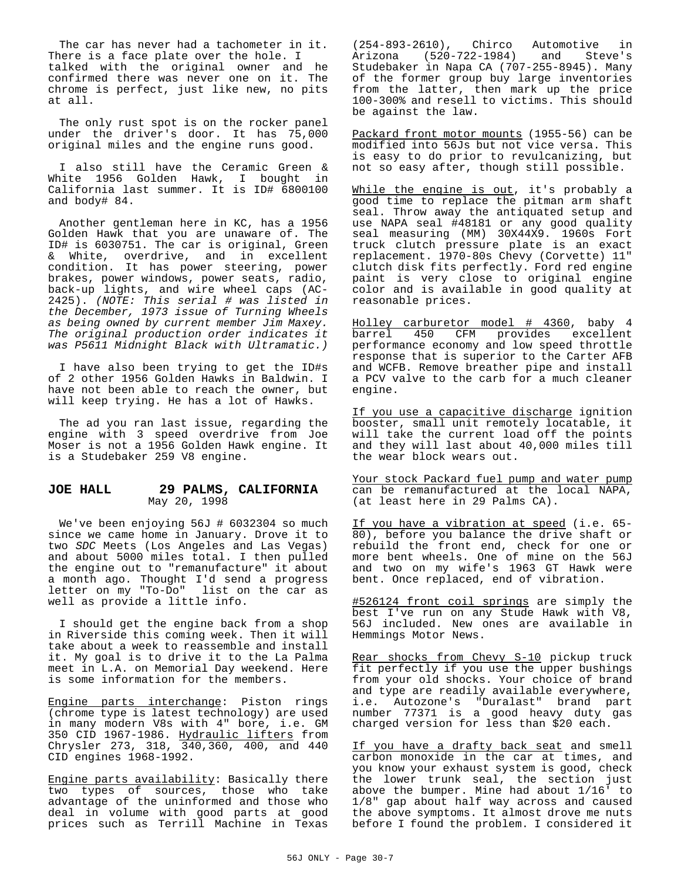The car has never had a tachometer in it. There is a face plate over the hole. I talked with the original owner and he confirmed there was never one on it. The chrome is perfect, just like new, no pits at all.

The only rust spot is on the rocker panel under the driver's door. It has 75,000 original miles and the engine runs good.

I also still have the Ceramic Green & White 1956 Golden Hawk, I bought in California last summer. It is ID# 6800100 and body# 84.

Another gentleman here in KC, has a 1956 Golden Hawk that you are unaware of. The ID# is 6030751. The car is original, Green & White, overdrive, and in excellent condition. It has power steering, power brakes, power windows, power seats, radio, back-up lights, and wire wheel caps (AC-2425). *(NOTE: This serial # was listed in the December, 1973 issue of Turning Wheels as being owned by current member Jim Maxey. The original production order indicates it was P5611 Midnight Black with Ultramatic.)*

I have also been trying to get the ID#s of 2 other 1956 Golden Hawks in Baldwin. I have not been able to reach the owner, but will keep trying. He has a lot of Hawks.

The ad you ran last issue, regarding the engine with 3 speed overdrive from Joe Moser is not a 1956 Golden Hawk engine. It is a Studebaker 259 V8 engine.

### JOE HALL 29 PALMS, CALIFORNIA
May 20, 1998

We've been enjoying 56J # 6032304 so much since we came home in January. Drove it to two *SDC* Meets (Los Angeles and Las Vegas) and about 5000 miles total. I then pulled the engine out to "remanufacture" it about a month ago. Thought I'd send a progress letter on my "To-Do" list on the car as well as provide a little info.

I should get the engine back from a shop in Riverside this coming week. Then it will take about a week to reassemble and install it. My goal is to drive it to the La Palma meet in L.A. on Memorial Day weekend. Here is some information for the members.

<u>Engine parts interchange</u>: Piston rings (chrome type is latest technology) are used in many modern V8s with 4" bore, i.e. GM 350 CID 1967-1986. <u>Hydraulic lifters</u> from Chrysler 273, 318, 340,360, 400, and 440 CID engines 1968-1992.

<u>Engine parts availability</u>: Basically there two types of sources, those who take advantage of the uninformed and those who deal in volume with good parts at good prices such as Terrill Machine in Texas (254-893-2610), Chirco Automotive in Arizona (520-722-1984) and Steve's Studebaker in Napa CA (707-255-8945). Many of the former group buy large inventories from the latter, then mark up the price 100-300% and resell to victims. This should be against the law.

<u>Packard front motor mounts</u> (1955-56) can be modified into 56Js but not vice versa. This is easy to do prior to revulcanizing, but not so easy after, though still possible.

<u>While the engine is out</u>, it's probably a good time to replace the pitman arm shaft seal. Throw away the antiquated setup and use NAPA seal #48181 or any good quality seal measuring (MM) 30X44X9. 1960s Fort truck clutch pressure plate is an exact replacement. 1970-80s Chevy (Corvette) 11" clutch disk fits perfectly. Ford red engine paint is very close to original engine color and is available in good quality at reasonable prices.

<u>Holley carburetor model # 4360</u>, baby 4 barrel 450 CFM provides excellent performance economy and low speed throttle response that is superior to the Carter AFB and WCFB. Remove breather pipe and install a PCV valve to the carb for a much cleaner engine.

<u>If you use a capacitive discharge</u> ignition booster, small unit remotely locatable, it will take the current load off the points and they will last about 40,000 miles till the wear block wears out.

<u>Your stock Packard fuel pump and water pump</u> can be remanufactured at the local NAPA, (at least here in 29 Palms CA).

<u>If you have a vibration at speed</u> (i.e. 65-80), before you balance the drive shaft or rebuild the front end, check for one or more bent wheels. One of mine on the 56J and two on my wife's 1963 GT Hawk were bent. Once replaced, end of vibration.

<u>#526124 front coil springs</u> are simply the best I've run on any Stude Hawk with V8, 56J included. New ones are available in Hemmings Motor News.

<u>Rear shocks from Chevy S-10</u> pickup truck fit perfectly if you use the upper bushings from your old shocks. Your choice of brand and type are readily available everywhere, i.e. Autozone's "Duralast" brand part number 77371 is a good heavy duty gas charged version for less than $20 each.

<u>If you have a drafty back seat</u> and smell carbon monoxide in the car at times, and you know your exhaust system is good, check the lower trunk seal, the section just above the bumper. Mine had about 1/16" to 1/8" gap about half way across and caused the above symptoms. It almost drove me nuts before I found the problem. I considered it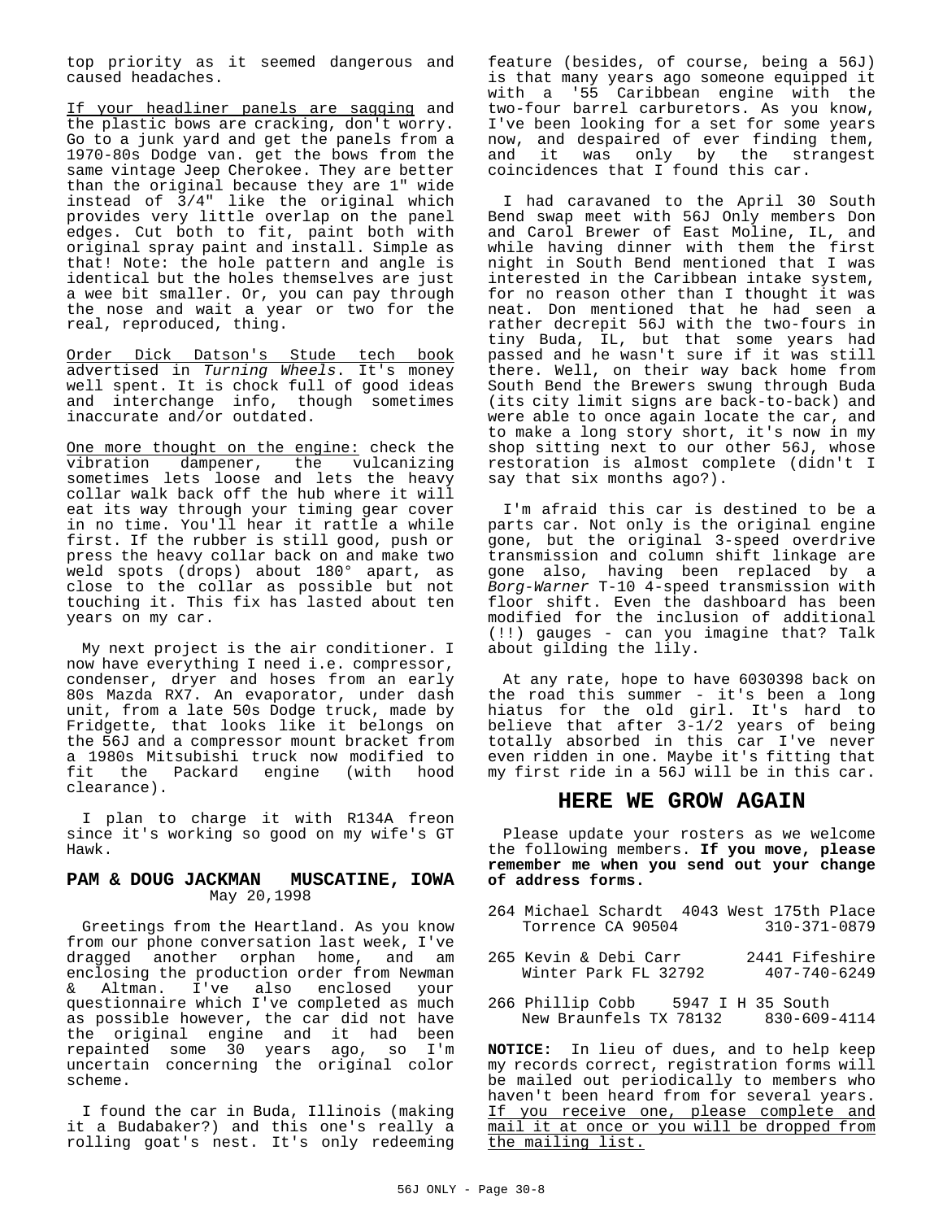top priority as it seemed dangerous and caused headaches.

<u>If your headliner panels are sagging</u> and the plastic bows are cracking, don't worry. Go to a junk yard and get the panels from a 1970-80s Dodge van. get the bows from the same vintage Jeep Cherokee. They are better than the original because they are 1" wide instead of 3/4" like the original which provides very little overlap on the panel edges. Cut both to fit, paint both with original spray paint and install. Simple as that! Note: the hole pattern and angle is identical but the holes themselves are just a wee bit smaller. Or, you can pay through the nose and wait a year or two for the real, reproduced, thing.

<u>Order Dick Datson's Stude tech book</u> advertised in *Turning Wheels*. It's money well spent. It is chock full of good ideas and interchange info, though sometimes inaccurate and/or outdated.

<u>One more thought on the engine:</u> check the vibration dampener, the vulcanizing sometimes lets loose and lets the heavy collar walk back off the hub where it will eat its way through your timing gear cover in no time. You'll hear it rattle a while first. If the rubber is still good, push or press the heavy collar back on and make two weld spots (drops) about 180° apart, as close to the collar as possible but not touching it. This fix has lasted about ten years on my car.

My next project is the air conditioner. I now have everything I need i.e. compressor, condenser, dryer and hoses from an early 80s Mazda RX7. An evaporator, under dash unit, from a late 50s Dodge truck, made by Fridgette, that looks like it belongs on the 56J and a compressor mount bracket from a 1980s Mitsubishi truck now modified to fit the Packard engine (with hood clearance).

I plan to charge it with R134A freon since it's working so good on my wife's GT Hawk.

### PAM & DOUG JACKMAN   MUSCATINE, IOWA
May 20,1998

Greetings from the Heartland. As you know from our phone conversation last week, I've dragged another orphan home, and am enclosing the production order from Newman & Altman. I've also enclosed your questionnaire which I've completed as much as possible however, the car did not have the original engine and it had been repainted some 30 years ago, so I'm uncertain concerning the original color scheme.

I found the car in Buda, Illinois (making it a Budabaker?) and this one's really a rolling goat's nest. It's only redeeming feature (besides, of course, being a 56J) is that many years ago someone equipped it with a '55 Caribbean engine with the two-four barrel carburetors. As you know, I've been looking for a set for some years now, and despaired of ever finding them, and it was only by the strangest coincidences that I found this car.

I had caravaned to the April 30 South Bend swap meet with 56J Only members Don and Carol Brewer of East Moline, IL, and while having dinner with them the first night in South Bend mentioned that I was interested in the Caribbean intake system, for no reason other than I thought it was neat. Don mentioned that he had seen a rather decrepit 56J with the two-fours in tiny Buda, IL, but that some years had passed and he wasn't sure if it was still there. Well, on their way back home from South Bend the Brewers swung through Buda (its city limit signs are back-to-back) and were able to once again locate the car, and to make a long story short, it's now in my shop sitting next to our other 56J, whose restoration is almost complete (didn't I say that six months ago?).

I'm afraid this car is destined to be a parts car. Not only is the original engine gone, but the original 3-speed overdrive transmission and column shift linkage are gone also, having been replaced by a *Borg-Warner* T-10 4-speed transmission with floor shift. Even the dashboard has been modified for the inclusion of additional (!!) gauges - can you imagine that? Talk about gilding the lily.

At any rate, hope to have 6030398 back on the road this summer - it's been a long hiatus for the old girl. It's hard to believe that after 3-1/2 years of being totally absorbed in this car I've never even ridden in one. Maybe it's fitting that my first ride in a 56J will be in this car.

## HERE WE GROW AGAIN

Please update your rosters as we welcome the following members. **If you move, please remember me when you send out your change of address forms.**

264 Michael Schardt  4043 West 175th Place
Torrence CA 90504  310-371-0879

265 Kevin & Debi Carr  2441 Fifeshire
Winter Park FL 32792  407-740-6249

266 Phillip Cobb  5947 I H 35 South
New Braunfels TX 78132  830-609-4114

**NOTICE:** In lieu of dues, and to help keep my records correct, registration forms will be mailed out periodically to members who haven't been heard from for several years. <u>If you receive one, please complete and mail it at once or you will be dropped from the mailing list.</u>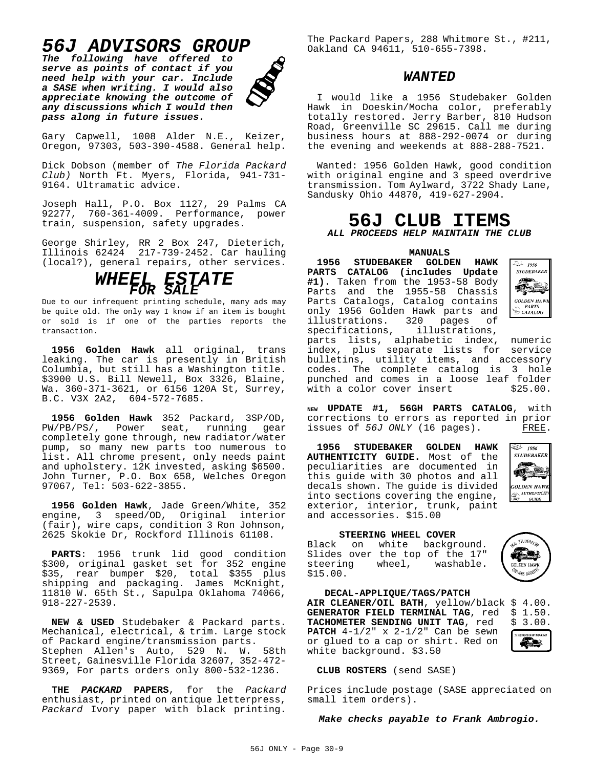# *56J ADVISORS GROUP*

***The following have offered to serve as points of contact if you need help with your car. Include a SASE when writing. I would also appreciate knowing the outcome of any discussions which I would then pass along in future issues.***

Gary Capwell, 1008 Alder N.E., Keizer, Oregon, 97303, 503-390-4588. General help.

Dick Dobson (member of *The Florida Packard Club)* North Ft. Myers, Florida, 941-731-9164. Ultramatic advice.

Joseph Hall, P.O. Box 1127, 29 Palms CA 92277, 760-361-4009. Performance, power train, suspension, safety upgrades.

George Shirley, RR 2 Box 247, Dieterich, Illinois 62424 217-739-2452. Car hauling (local?), general repairs, other services.

# *WHEEL ESTATE*

## *FOR SALE*

Due to our infrequent printing schedule, many ads may be quite old. The only way I know if an item is bought or sold is if one of the parties reports the transaction.

**1956 Golden Hawk** all original, trans leaking. The car is presently in British Columbia, but still has a Washington title. $3900 U.S. Bill Newell, Box 3326, Blaine, Wa. 360-371-3621, or 6156 120A St, Surrey, B.C. V3X 2A2, 604-572-7685.

**1956 Golden Hawk** 352 Packard, 3SP/OD, PW/PB/PS/, Power seat, running gear completely gone through, new radiator/water pump, so many new parts too numerous to list. All chrome present, only needs paint and upholstery. 12K invested, asking $6500. John Turner, P.O. Box 658, Welches Oregon 97067, Tel: 503-622-3855.

**1956 Golden Hawk**, Jade Green/White, 352 engine, 3 speed/OD, Original interior (fair), wire caps, condition 3 Ron Johnson, 2625 Skokie Dr, Rockford Illinois 61108.

**PARTS**: 1956 trunk lid good condition $300, original gasket set for 352 engine $35, rear bumper $20, total $355 plus shipping and packaging. James McKnight, 11810 W. 65th St., Sapulpa Oklahoma 74066, 918-227-2539.

**NEW & USED** Studebaker & Packard parts. Mechanical, electrical, & trim. Large stock of Packard engine/transmission parts. Stephen Allen's Auto, 529 N. W. 58th Street, Gainesville Florida 32607, 352-472-9369, For parts orders only 800-532-1236.

**THE *PACKARD* PAPERS**, for the *Packard* enthusiast, printed on antique letterpress, *Packard* Ivory paper with black printing. The Packard Papers, 288 Whitmore St., #211, Oakland CA 94611, 510-655-7398.

## *WANTED*

I would like a 1956 Studebaker Golden Hawk in Doeskin/Mocha color, preferably totally restored. Jerry Barber, 810 Hudson Road, Greenville SC 29615. Call me during business hours at 888-292-0074 or during the evening and weekends at 888-288-7521.

Wanted: 1956 Golden Hawk, good condition with original engine and 3 speed overdrive transmission. Tom Aylward, 3722 Shady Lane, Sandusky Ohio 44870, 419-627-2904.

# 56J CLUB ITEMS

***ALL PROCEEDS HELP MAINTAIN THE CLUB***

### MANUALS

**1956 STUDEBAKER GOLDEN HAWK PARTS CATALOG (includes Update #1).** Taken from the 1953-58 Body Parts and the 1955-58 Chassis Parts Catalogs, Catalog contains only 1956 Golden Hawk parts and illustrations. 320 pages of specifications, illustrations, parts lists, alphabetic index, numeric index, plus separate lists for service bulletins, utility items, and accessory codes. The complete catalog is 3 hole punched and comes in a loose leaf folder with a color cover insert $25.00.

NEW **UPDATE #1, 56GH PARTS CATALOG**, with corrections to errors as reported in prior issues of *56J ONLY* (16 pages). FREE.

**1956 STUDEBAKER GOLDEN HAWK AUTHENTICITY GUIDE.** Most of the peculiarities are documented in this guide with 30 photos and all decals shown. The guide is divided into sections covering the engine, exterior, interior, trunk, paint and accessories. $15.00

### STEERING WHEEL COVER

Black on white background. Slides over the top of the 17" steering wheel, washable. $15.00.

### DECAL-APPLIQUE/TAGS/PATCH

**AIR CLEANER/OIL BATH**, yellow/black $ 4.00.
**GENERATOR FIELD TERMINAL TAG**, red $ 1.50.
**TACHOMETER SENDING UNIT TAG**, red $ 3.00.
**PATCH** 4-1/2" x 2-1/2" Can be sewn or glued to a cap or shirt. Red on white background. $3.50

**CLUB ROSTERS** (send SASE)

Prices include postage (SASE appreciated on small item orders).

***Make checks payable to Frank Ambrogio.***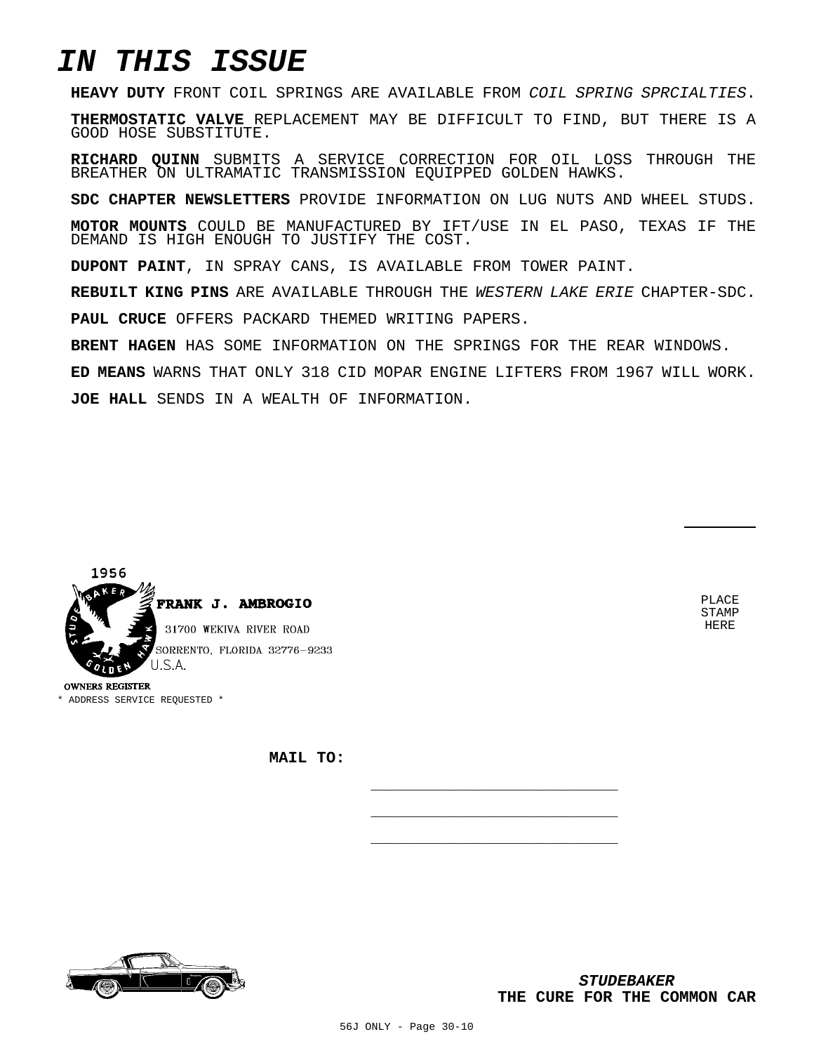# IN THIS ISSUE

**HEAVY DUTY** FRONT COIL SPRINGS ARE AVAILABLE FROM *COIL SPRING SPRCIALTIES*.

**THERMOSTATIC VALVE** REPLACEMENT MAY BE DIFFICULT TO FIND, BUT THERE IS A GOOD HOSE SUBSTITUTE.

**RICHARD QUINN** SUBMITS A SERVICE CORRECTION FOR OIL LOSS THROUGH THE BREATHER ON ULTRAMATIC TRANSMISSION EQUIPPED GOLDEN HAWKS.

**SDC CHAPTER NEWSLETTERS** PROVIDE INFORMATION ON LUG NUTS AND WHEEL STUDS.

**MOTOR MOUNTS** COULD BE MANUFACTURED BY IFT/USE IN EL PASO, TEXAS IF THE DEMAND IS HIGH ENOUGH TO JUSTIFY THE COST.

**DUPONT PAINT**, IN SPRAY CANS, IS AVAILABLE FROM TOWER PAINT.

**REBUILT KING PINS** ARE AVAILABLE THROUGH THE *WESTERN LAKE ERIE* CHAPTER-SDC.

**PAUL CRUCE** OFFERS PACKARD THEMED WRITING PAPERS.

**BRENT HAGEN** HAS SOME INFORMATION ON THE SPRINGS FOR THE REAR WINDOWS.

**ED MEANS** WARNS THAT ONLY 318 CID MOPAR ENGINE LIFTERS FROM 1967 WILL WORK.

**JOE HALL** SENDS IN A WEALTH OF INFORMATION.

1956

STUDEBAKER GOLDEN HAWK

**FRANK J. AMBROGIO**

31700 WEKIVA RIVER ROAD

SORRENTO, FLORIDA 32776-9233

U.S.A.

**OWNERS REGISTER**

\* ADDRESS SERVICE REQUESTED \*

PLACE
STAMP
HERE

**MAIL TO:**

\_\_\_\_\_\_\_\_\_\_\_\_\_\_\_\_\_\_\_\_\_\_\_\_\_\_\_\_\_\_

\_\_\_\_\_\_\_\_\_\_\_\_\_\_\_\_\_\_\_\_\_\_\_\_\_\_\_\_\_\_

\_\_\_\_\_\_\_\_\_\_\_\_\_\_\_\_\_\_\_\_\_\_\_\_\_\_\_\_\_\_

***STUDEBAKER***
**THE CURE FOR THE COMMON CAR**

56J ONLY - Page 30-10